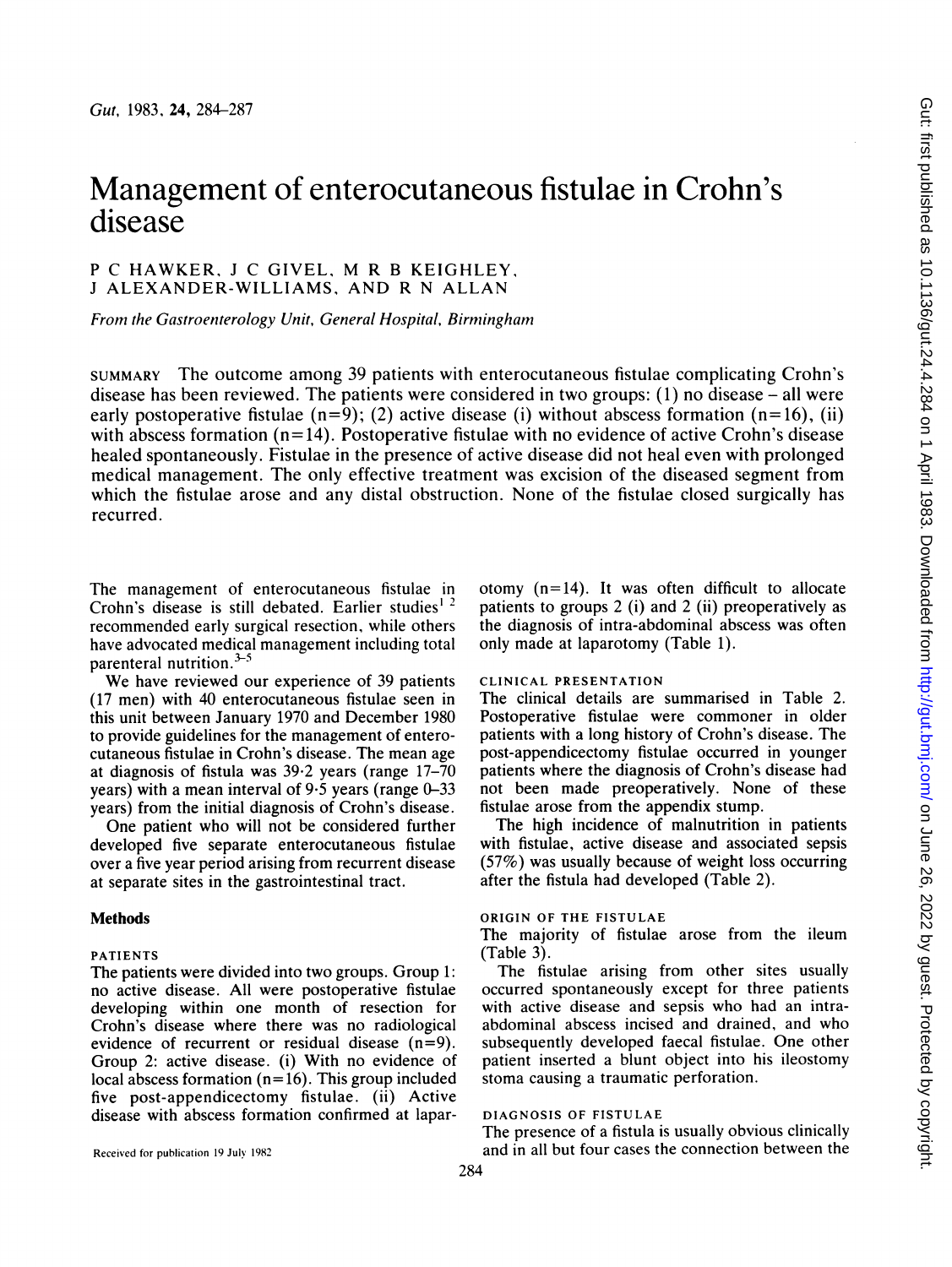# Management of enterocutaneous fistulae in Crohn's disease

P C HAWKER, J C GIVEL, M R B KEIGHLEY, J ALEXANDER-WILLIAMS, AND R N ALLAN

*From the Gastroenterology Unit, General Hospital, Birmingham*

SUMMARY The outcome among 39 patients with enterocutaneous fistulae complicating Crohn's disease has been reviewed. The patients were considered in two groups: (1) no disease – all were early postoperative fistulae (n=9); (2) active disease (i) without abscess formation (n=16), (ii) with abscess formation (n=14). Postoperative fistulae with no evidence of active Crohn's disease healed spontaneously. Fistulae in the presence of active disease did not heal even with prolonged medical management. The only effective treatment was excision of the diseased segment from which the fistulae arose and any distal obstruction. None of the fistulae closed surgically has recurred.

The management of enterocutaneous fistulae in Crohn's disease is still debated. Earlier studies[1 2] recommended early surgical resection, while others have advocated medical management including total parenteral nutrition.[3–5]

We have reviewed our experience of 39 patients (17 men) with 40 enterocutaneous fistulae seen in this unit between January 1970 and December 1980 to provide guidelines for the management of enterocutaneous fistulae in Crohn's disease. The mean age at diagnosis of fistula was 39·2 years (range 17–70 years) with a mean interval of 9·5 years (range 0–33 years) from the initial diagnosis of Crohn's disease.

One patient who will not be considered further developed five separate enterocutaneous fistulae over a five year period arising from recurrent disease at separate sites in the gastrointestinal tract.

## Methods

### PATIENTS

The patients were divided into two groups. Group 1: no active disease. All were postoperative fistulae developing within one month of resection for Crohn's disease where there was no radiological evidence of recurrent or residual disease (n=9). Group 2: active disease. (i) With no evidence of local abscess formation (n=16). This group included five post-appendicectomy fistulae. (ii) Active disease with abscess formation confirmed at laparotomy (n=14). It was often difficult to allocate patients to groups 2 (i) and 2 (ii) preoperatively as the diagnosis of intra-abdominal abscess was often only made at laparotomy (Table 1).

### CLINICAL PRESENTATION

The clinical details are summarised in Table 2. Postoperative fistulae were commoner in older patients with a long history of Crohn's disease. The post-appendicectomy fistulae occurred in younger patients where the diagnosis of Crohn's disease had not been made preoperatively. None of these fistulae arose from the appendix stump.

The high incidence of malnutrition in patients with fistulae, active disease and associated sepsis (57%) was usually because of weight loss occurring after the fistula had developed (Table 2).

### ORIGIN OF THE FISTULAE

The majority of fistulae arose from the ileum (Table 3).

The fistulae arising from other sites usually occurred spontaneously except for three patients with active disease and sepsis who had an intra-abdominal abscess incised and drained, and who subsequently developed faecal fistulae. One other patient inserted a blunt object into his ileostomy stoma causing a traumatic perforation.

### DIAGNOSIS OF FISTULAE

The presence of a fistula is usually obvious clinically and in all but four cases the connection between the

Received for publication 19 July 1982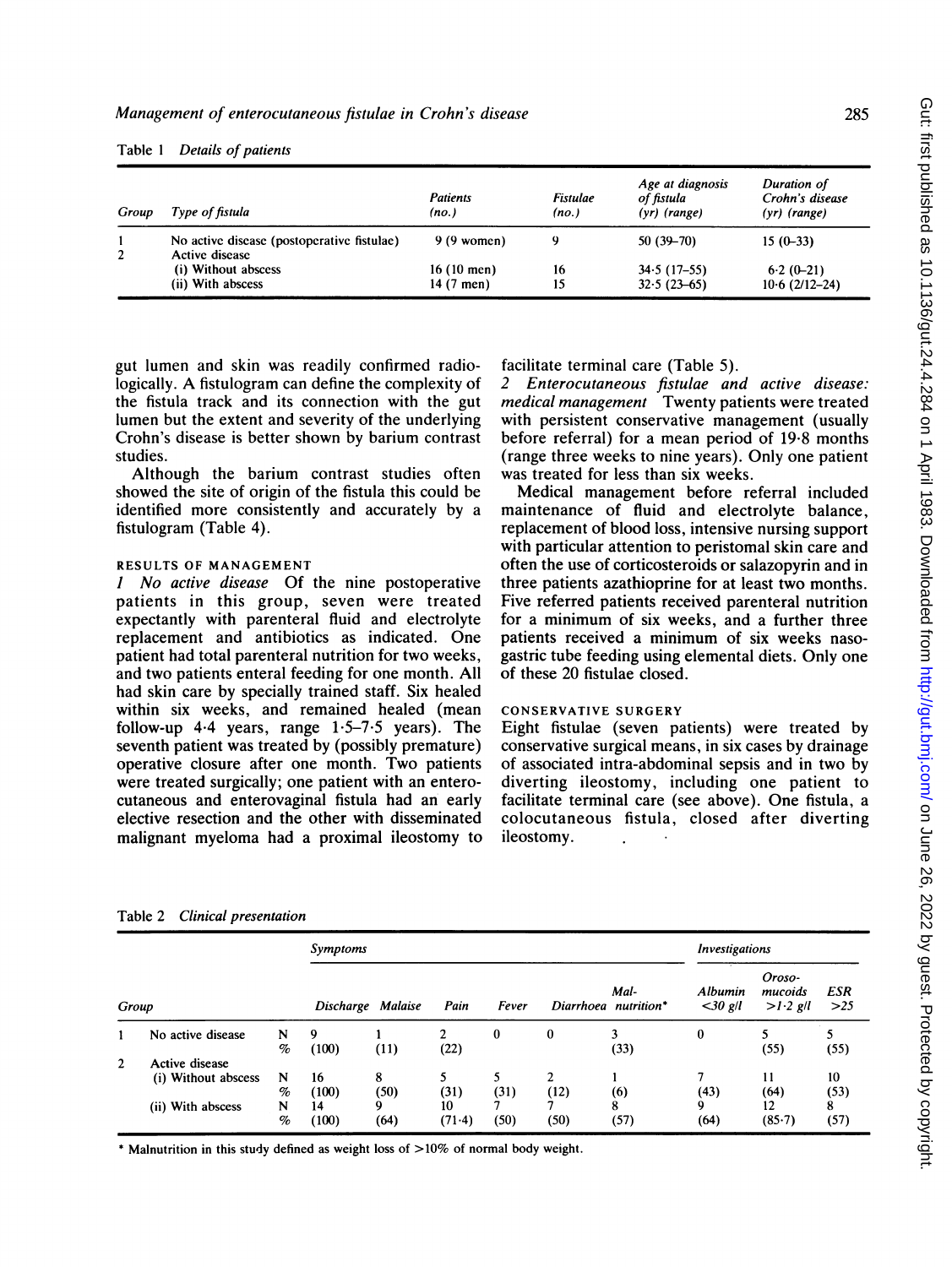Table 1 *Details of patients*

| Group | Type of fistula | Patients (no.) | Fistulae (no.) | Age at diagnosis of fistula (yr) (range) | Duration of Crohn's disease (yr) (range) |
|---|---|---|---|---|---|
| 1 | No active disease (postoperative fistulae) | 9 (9 women) | 9 | 50 (39–70) | 15 (0–33) |
| 2 | Active disease | | | | |
| | (i) Without abscess | 16 (10 men) | 16 | 34·5 (17–55) | 6·2 (0–21) |
| | (ii) With abscess | 14 (7 men) | 15 | 32·5 (23–65) | 10·6 (2/12–24) |

gut lumen and skin was readily confirmed radiologically. A fistulogram can define the complexity of the fistula track and its connection with the gut lumen but the extent and severity of the underlying Crohn's disease is better shown by barium contrast studies.

Although the barium contrast studies often showed the site of origin of the fistula this could be identified more consistently and accurately by a fistulogram (Table 4).

### RESULTS OF MANAGEMENT

*1 No active disease* Of the nine postoperative patients in this group, seven were treated expectantly with parenteral fluid and electrolyte replacement and antibiotics as indicated. One patient had total parenteral nutrition for two weeks, and two patients enteral feeding for one month. All had skin care by specially trained staff. Six healed within six weeks, and remained healed (mean follow-up 4·4 years, range 1·5–7·5 years). The seventh patient was treated by (possibly premature) operative closure after one month. Two patients were treated surgically; one patient with an enterocutaneous and enterovaginal fistula had an early elective resection and the other with disseminated malignant myeloma had a proximal ileostomy to facilitate terminal care (Table 5).

*2 Enterocutaneous fistulae and active disease: medical management* Twenty patients were treated with persistent conservative management (usually before referral) for a mean period of 19·8 months (range three weeks to nine years). Only one patient was treated for less than six weeks.

Medical management before referral included maintenance of fluid and electrolyte balance, replacement of blood loss, intensive nursing support with particular attention to peristomal skin care and often the use of corticosteroids or salazopyrin and in three patients azathioprine for at least two months. Five referred patients received parenteral nutrition for a minimum of six weeks, and a further three patients received a minimum of six weeks nasogastric tube feeding using elemental diets. Only one of these 20 fistulae closed.

### CONSERVATIVE SURGERY

Eight fistulae (seven patients) were treated by conservative surgical means, in six cases by drainage of associated intra-abdominal sepsis and in two by diverting ileostomy, including one patient to facilitate terminal care (see above). One fistula, a colocutaneous fistula, closed after diverting ileostomy.

Table 2 *Clinical presentation*

| Group | | | Symptoms | | | | | | Investigations | | |
|---|---|---|---|---|---|---|---|---|---|---|---|
| | | | Discharge | Malaise | Pain | Fever | Diarrhoea | Mal-nutrition* | Albumin <30 g/l | Orosomucoids >1·2 g/l | ESR >25 |
| 1 | No active disease | N | 9 | 1 | 2 | 0 | 0 | 3 | 0 | 5 | 5 |
| | | % | (100) | (11) | (22) | | | (33) | | (55) | (55) |
| 2 | Active disease | | | | | | | | | | |
| | (i) Without abscess | N | 16 | 8 | 5 | 5 | 2 | 1 | 7 | 11 | 10 |
| | | % | (100) | (50) | (31) | (31) | (12) | (6) | (43) | (64) | (53) |
| | (ii) With abscess | N | 14 | 9 | 10 | 7 | 7 | 8 | 9 | 12 | 8 |
| | | % | (100) | (64) | (71·4) | (50) | (50) | (57) | (64) | (85·7) | (57) |

\* Malnutrition in this study defined as weight loss of >10% of normal body weight.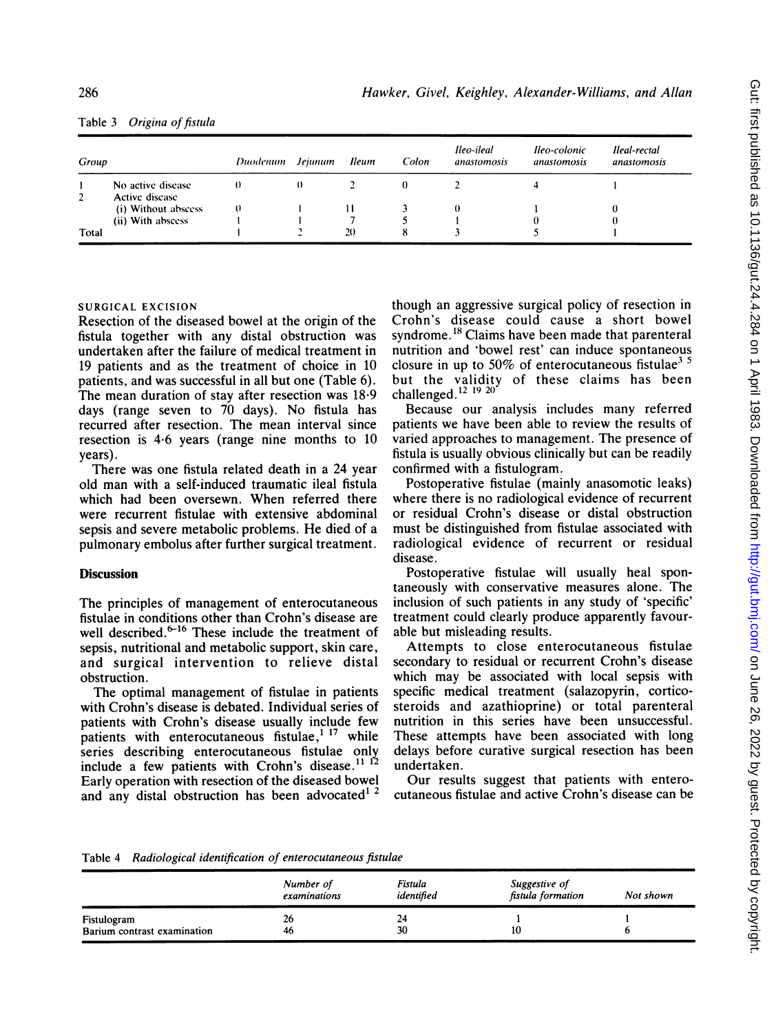Table 3 *Origina of fistula*

| Group | | Duodenum | Jejunum | Ileum | Colon | Ileo-ileal anastomosis | Ileo-colonic anastomosis | Ileal-rectal anastomosis |
|---|---|---|---|---|---|---|---|---|
| 1 | No active disease | 0 | 0 | 2 | 0 | 2 | 4 | 1 |
| 2 | Active disease | | | | | | | |
| | (i) Without abscess | 0 | 1 | 11 | 3 | 0 | 1 | 0 |
| | (ii) With abscess | 1 | 1 | 7 | 5 | 1 | 0 | 0 |
| Total | | 1 | 2 | 20 | 8 | 3 | 5 | 1 |

SURGICAL EXCISION

Resection of the diseased bowel at the origin of the fistula together with any distal obstruction was undertaken after the failure of medical treatment in 19 patients and as the treatment of choice in 10 patients, and was successful in all but one (Table 6). The mean duration of stay after resection was 18·9 days (range seven to 70 days). No fistula has recurred after resection. The mean interval since resection is 4·6 years (range nine months to 10 years).

There was one fistula related death in a 24 year old man with a self-induced traumatic ileal fistula which had been oversewn. When referred there were recurrent fistulae with extensive abdominal sepsis and severe metabolic problems. He died of a pulmonary embolus after further surgical treatment.

## Discussion

The principles of management of enterocutaneous fistulae in conditions other than Crohn's disease are well described.[6–16] These include the treatment of sepsis, nutritional and metabolic support, skin care, and surgical intervention to relieve distal obstruction.

The optimal management of fistulae in patients with Crohn's disease is debated. Individual series of patients with Crohn's disease usually include few patients with enterocutaneous fistulae,[1 17] while series describing enterocutaneous fistulae only include a few patients with Crohn's disease.[11 12] Early operation with resection of the diseased bowel and any distal obstruction has been advocated[1 2] though an aggressive surgical policy of resection in Crohn's disease could cause a short bowel syndrome.[18] Claims have been made that parenteral nutrition and 'bowel rest' can induce spontaneous closure in up to 50% of enterocutaneous fistulae[3 5] but the validity of these claims has been challenged.[12 19 20]

Because our analysis includes many referred patients we have been able to review the results of varied approaches to management. The presence of fistula is usually obvious clinically but can be readily confirmed with a fistulogram.

Postoperative fistulae (mainly anasomotic leaks) where there is no radiological evidence of recurrent or residual Crohn's disease or distal obstruction must be distinguished from fistulae associated with radiological evidence of recurrent or residual disease.

Postoperative fistulae will usually heal spontaneously with conservative measures alone. The inclusion of such patients in any study of 'specific' treatment could clearly produce apparently favourable but misleading results.

Attempts to close enterocutaneous fistulae secondary to residual or recurrent Crohn's disease which may be associated with local sepsis with specific medical treatment (salazopyrin, corticosteroids and azathioprine) or total parenteral nutrition in this series have been unsuccessful. These attempts have been associated with long delays before curative surgical resection has been undertaken.

Our results suggest that patients with enterocutaneous fistulae and active Crohn's disease can be

Table 4 *Radiological identification of enterocutaneous fistulae*

| | Number of examinations | Fistula identified | Suggestive of fistula formation | Not shown |
|---|---|---|---|---|
| Fistulogram | 26 | 24 | 1 | 1 |
| Barium contrast examination | 46 | 30 | 10 | 6 |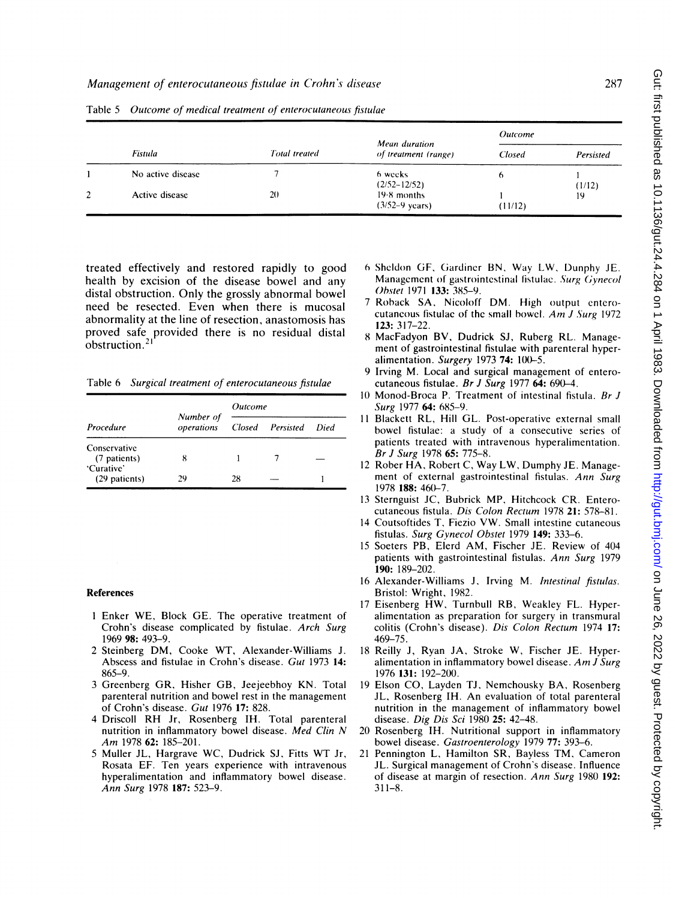Table 5 *Outcome of medical treatment of enterocutaneous fistulae*

| | Fistula | Total treated | Mean duration of treatment (range) | Outcome | |
|---|---|---|---|---|---|
| | | | | Closed | Persisted |
| 1 | No active disease | 7 | 6 weeks (2/52–12/52) | 6 | 1 (1/12) |
| 2 | Active disease | 20 | 19·8 months (3/52–9 years) | 1 (11/12) | 19 |

treated effectively and restored rapidly to good health by excision of the disease bowel and any distal obstruction. Only the grossly abnormal bowel need be resected. Even when there is mucosal abnormality at the line of resection, anastomosis has proved safe provided there is no residual distal obstruction.[21]

Table 6 *Surgical treatment of enterocutaneous fistulae*

| Procedure | Number of operations | Outcome | | |
|---|---|---|---|---|
| | | Closed | Persisted | Died |
| Conservative (7 patients) | 8 | 1 | 7 | — |
| 'Curative' (29 patients) | 29 | 28 | — | 1 |

## References

1 Enker WE, Block GE. The operative treatment of Crohn's disease complicated by fistulae. *Arch Surg* 1969 **98:** 493–9.

2 Steinberg DM, Cooke WT, Alexander-Williams J. Abscess and fistulae in Crohn's disease. *Gut* 1973 **14:** 865–9.

3 Greenberg GR, Hisher GB, Jeejeebhoy KN. Total parenteral nutrition and bowel rest in the management of Crohn's disease. *Gut* 1976 **17:** 828.

4 Driscoll RH Jr, Rosenberg IH. Total parenteral nutrition in inflammatory bowel disease. *Med Clin N Am* 1978 **62:** 185–201.

5 Muller JL, Hargrave WC, Dudrick SJ, Fitts WT Jr, Rosata EF. Ten years experience with intravenous hyperalimentation and inflammatory bowel disease. *Ann Surg* 1978 **187:** 523–9.

6 Sheldon GF, Gardiner BN, Way LW, Dunphy JE. Management of gastrointestinal fistulae. *Surg Gynecol Obstet* 1971 **133:** 385–9.

7 Roback SA, Nicoloff DM. High output enterocutaneous fistulae of the small bowel. *Am J Surg* 1972 **123:** 317–22.

8 MacFadyon BV, Dudrick SJ, Ruberg RL. Management of gastrointestinal fistulae with parenteral hyperalimentation. *Surgery* 1973 **74:** 100–5.

9 Irving M. Local and surgical management of enterocutaneous fistulae. *Br J Surg* 1977 **64:** 690–4.

10 Monod-Broca P. Treatment of intestinal fistula. *Br J Surg* 1977 **64:** 685–9.

11 Blackett RL, Hill GL. Post-operative external small bowel fistulae: a study of a consecutive series of patients treated with intravenous hyperalimentation. *Br J Surg* 1978 **65:** 775–8.

12 Rober HA, Robert C, Way LW, Dumphy JE. Management of external gastrointestinal fistulas. *Ann Surg* 1978 **188:** 460–7.

13 Sternguist JC, Bubrick MP, Hitchcock CR. Enterocutaneous fistula. *Dis Colon Rectum* 1978 **21:** 578–81.

14 Coutsoftides T, Fiezio VW. Small intestine cutaneous fistulas. *Surg Gynecol Obstet* 1979 **149:** 333–6.

15 Soeters PB, Elerd AM, Fischer JE. Review of 404 patients with gastrointestinal fistulas. *Ann Surg* 1979 **190:** 189–202.

16 Alexander-Williams J, Irving M. *Intestinal fistulas.* Bristol: Wright, 1982.

17 Eisenberg HW, Turnbull RB, Weakley FL. Hyperalimentation as preparation for surgery in transmural colitis (Crohn's disease). *Dis Colon Rectum* 1974 **17:** 469–75.

18 Reilly J, Ryan JA, Stroke W, Fischer JE. Hyperalimentation in inflammatory bowel disease. *Am J Surg* 1976 **131:** 192–200.

19 Elson CO, Layden TJ, Nemchousky BA, Rosenberg JL, Rosenberg IH. An evaluation of total parenteral nutrition in the management of inflammatory bowel disease. *Dig Dis Sci* 1980 **25:** 42–48.

20 Rosenberg IH. Nutritional support in inflammatory bowel disease. *Gastroenterology* 1979 **77:** 393–6.

21 Pennington L, Hamilton SR, Bayless TM, Cameron JL. Surgical management of Crohn's disease. Influence of disease at margin of resection. *Ann Surg* 1980 **192:** 311–8.